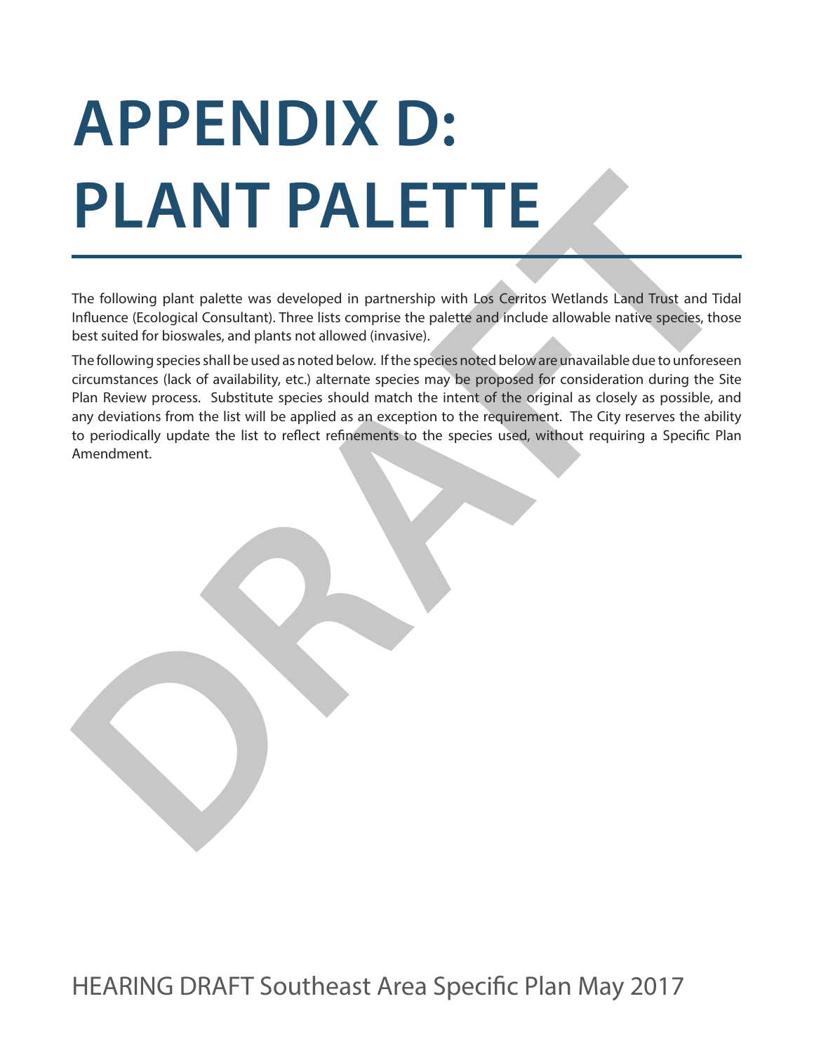# APPENDIX D: PLANT PALETTE

The following plant palette was developed in partnership with Los Cerritos Wetlands Land Trust and Tidal Influence (Ecological Consultant). Three lists comprise the palette and include allowable native species, those best suited for bioswales, and plants not allowed (invasive).

The following species shall be used as noted below. If the species noted below are unavailable due to unforeseen circumstances (lack of availability, etc.) alternate species may be proposed for consideration during the Site Plan Review process. Substitute species should match the intent of the original as closely as possible, and any deviations from the list will be applied as an exception to the requirement. The City reserves the ability to periodically update the list to reflect refinements to the species used, without requiring a Specific Plan Amendment.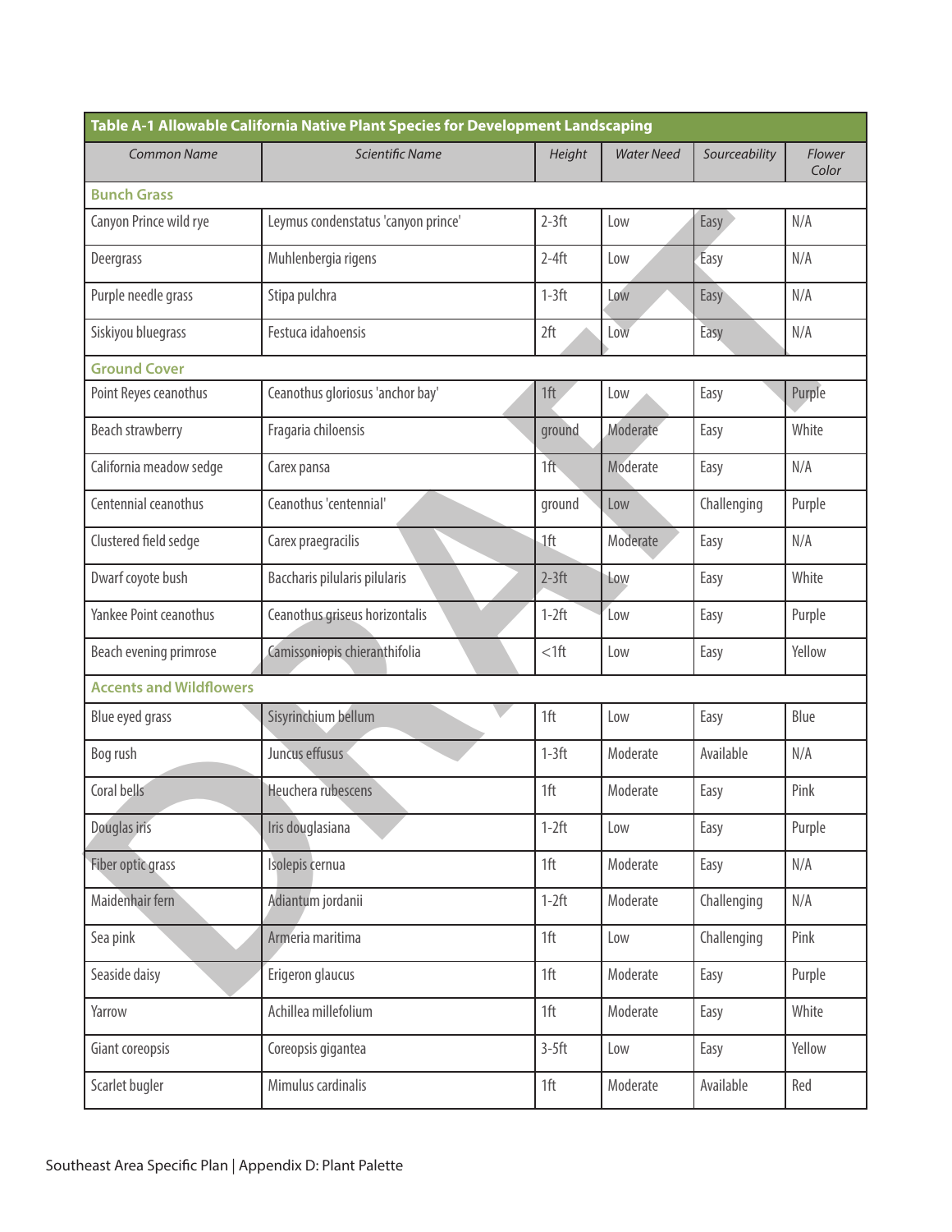| Table A-1 Allowable California Native Plant Species for Development Landscaping | | | | | |
|---|---|---|---|---|---|
| *Common Name* | *Scientific Name* | *Height* | *Water Need* | *Sourceability* | *Flower Color* |
| **Bunch Grass** | | | | | |
| Canyon Prince wild rye | Leymus condenstatus 'canyon prince' | 2-3ft | Low | Easy | N/A |
| Deergrass | Muhlenbergia rigens | 2-4ft | Low | Easy | N/A |
| Purple needle grass | Stipa pulchra | 1-3ft | Low | Easy | N/A |
| Siskiyou bluegrass | Festuca idahoensis | 2ft | Low | Easy | N/A |
| **Ground Cover** | | | | | |
| Point Reyes ceanothus | Ceanothus gloriosus 'anchor bay' | 1ft | Low | Easy | Purple |
| Beach strawberry | Fragaria chiloensis | ground | Moderate | Easy | White |
| California meadow sedge | Carex pansa | 1ft | Moderate | Easy | N/A |
| Centennial ceanothus | Ceanothus 'centennial' | ground | Low | Challenging | Purple |
| Clustered field sedge | Carex praegracilis | 1ft | Moderate | Easy | N/A |
| Dwarf coyote bush | Baccharis pilularis pilularis | 2-3ft | Low | Easy | White |
| Yankee Point ceanothus | Ceanothus griseus horizontalis | 1-2ft | Low | Easy | Purple |
| Beach evening primrose | Camissoniopis chieranthifolia | <1ft | Low | Easy | Yellow |
| **Accents and Wildflowers** | | | | | |
| Blue eyed grass | Sisyrinchium bellum | 1ft | Low | Easy | Blue |
| Bog rush | Juncus effusus | 1-3ft | Moderate | Available | N/A |
| Coral bells | Heuchera rubescens | 1ft | Moderate | Easy | Pink |
| Douglas iris | Iris douglasiana | 1-2ft | Low | Easy | Purple |
| Fiber optic grass | Isolepis cernua | 1ft | Moderate | Easy | N/A |
| Maidenhair fern | Adiantum jordanii | 1-2ft | Moderate | Challenging | N/A |
| Sea pink | Armeria maritima | 1ft | Low | Challenging | Pink |
| Seaside daisy | Erigeron glaucus | 1ft | Moderate | Easy | Purple |
| Yarrow | Achillea millefolium | 1ft | Moderate | Easy | White |
| Giant coreopsis | Coreopsis gigantea | 3-5ft | Low | Easy | Yellow |
| Scarlet bugler | Mimulus cardinalis | 1ft | Moderate | Available | Red |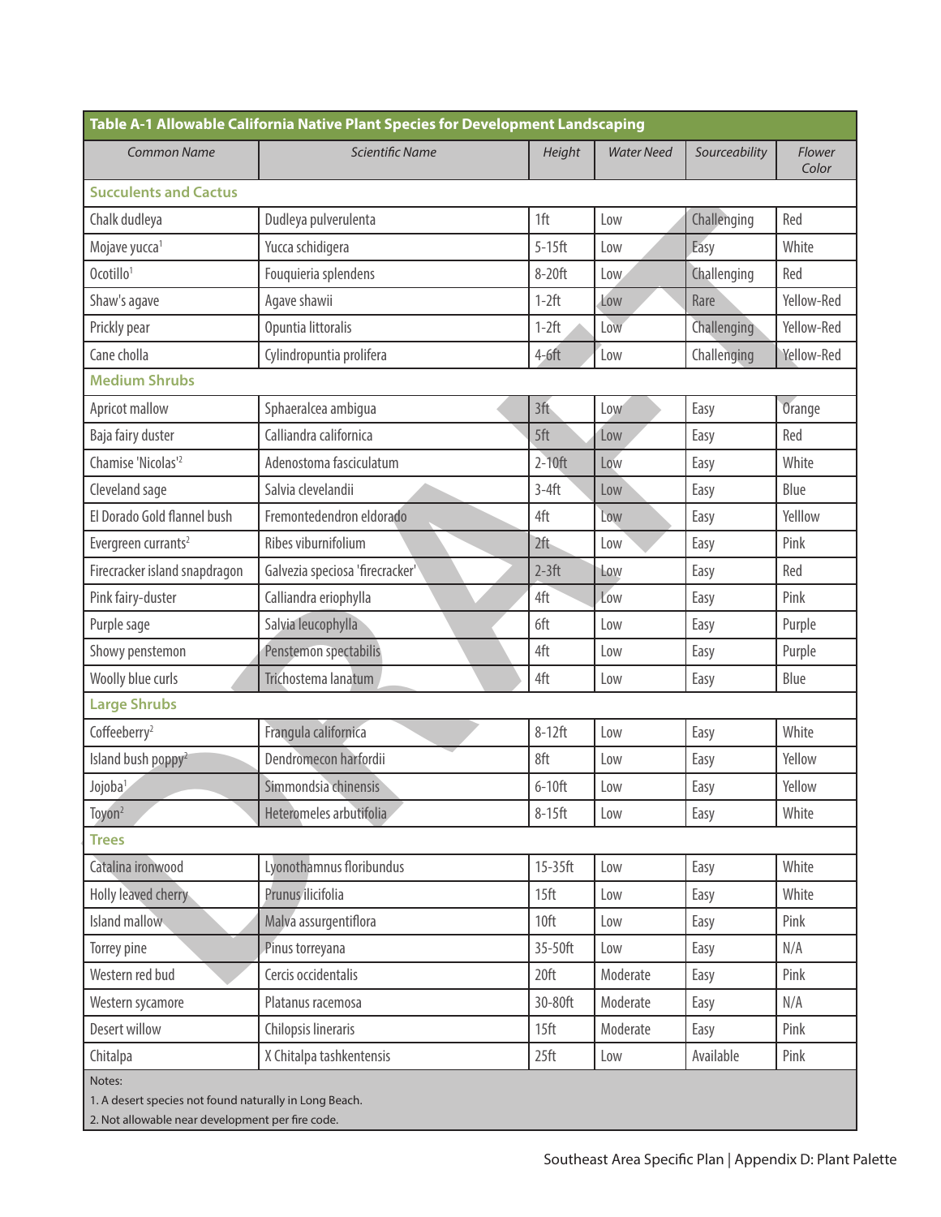| Table A-1 Allowable California Native Plant Species for Development Landscaping | | | | | |
|---|---|---|---|---|---|
| *Common Name* | *Scientific Name* | *Height* | *Water Need* | *Sourceability* | *Flower Color* |
| **Succulents and Cactus** | | | | | |
| Chalk dudleya | Dudleya pulverulenta | 1ft | Low | Challenging | Red |
| Mojave yucca[1] | Yucca schidigera | 5-15ft | Low | Easy | White |
| Ocotillo[1] | Fouquieria splendens | 8-20ft | Low | Challenging | Red |
| Shaw's agave | Agave shawii | 1-2ft | Low | Rare | Yellow-Red |
| Prickly pear | Opuntia littoralis | 1-2ft | Low | Challenging | Yellow-Red |
| Cane cholla | Cylindropuntia prolifera | 4-6ft | Low | Challenging | Yellow-Red |
| **Medium Shrubs** | | | | | |
| Apricot mallow | Sphaeralcea ambigua | 3ft | Low | Easy | Orange |
| Baja fairy duster | Calliandra californica | 5ft | Low | Easy | Red |
| Chamise 'Nicolas'[2] | Adenostoma fasciculatum | 2-10ft | Low | Easy | White |
| Cleveland sage | Salvia clevelandii | 3-4ft | Low | Easy | Blue |
| El Dorado Gold flannel bush | Fremontedendron eldorado | 4ft | Low | Easy | Yelllow |
| Evergreen currants[2] | Ribes viburnifolium | 2ft | Low | Easy | Pink |
| Firecracker island snapdragon | Galvezia speciosa 'firecracker' | 2-3ft | Low | Easy | Red |
| Pink fairy-duster | Calliandra eriophylla | 4ft | Low | Easy | Pink |
| Purple sage | Salvia leucophylla | 6ft | Low | Easy | Purple |
| Showy penstemon | Penstemon spectabilis | 4ft | Low | Easy | Purple |
| Woolly blue curls | Trichostema lanatum | 4ft | Low | Easy | Blue |
| **Large Shrubs** | | | | | |
| Coffeeberry[2] | Frangula californica | 8-12ft | Low | Easy | White |
| Island bush poppy[2] | Dendromecon harfordii | 8ft | Low | Easy | Yellow |
| Jojoba[1] | Simmondsia chinensis | 6-10ft | Low | Easy | Yellow |
| Toyon[2] | Heteromeles arbutifolia | 8-15ft | Low | Easy | White |
| **Trees** | | | | | |
| Catalina ironwood | Lyonothamnus floribundus | 15-35ft | Low | Easy | White |
| Holly leaved cherry | Prunus ilicifolia | 15ft | Low | Easy | White |
| Island mallow | Malva assurgentiflora | 10ft | Low | Easy | Pink |
| Torrey pine | Pinus torreyana | 35-50ft | Low | Easy | N/A |
| Western red bud | Cercis occidentalis | 20ft | Moderate | Easy | Pink |
| Western sycamore | Platanus racemosa | 30-80ft | Moderate | Easy | N/A |
| Desert willow | Chilopsis lineraris | 15ft | Moderate | Easy | Pink |
| Chitalpa | X Chitalpa tashkentensis | 25ft | Low | Available | Pink |

Notes:

1. A desert species not found naturally in Long Beach.
2. Not allowable near development per fire code.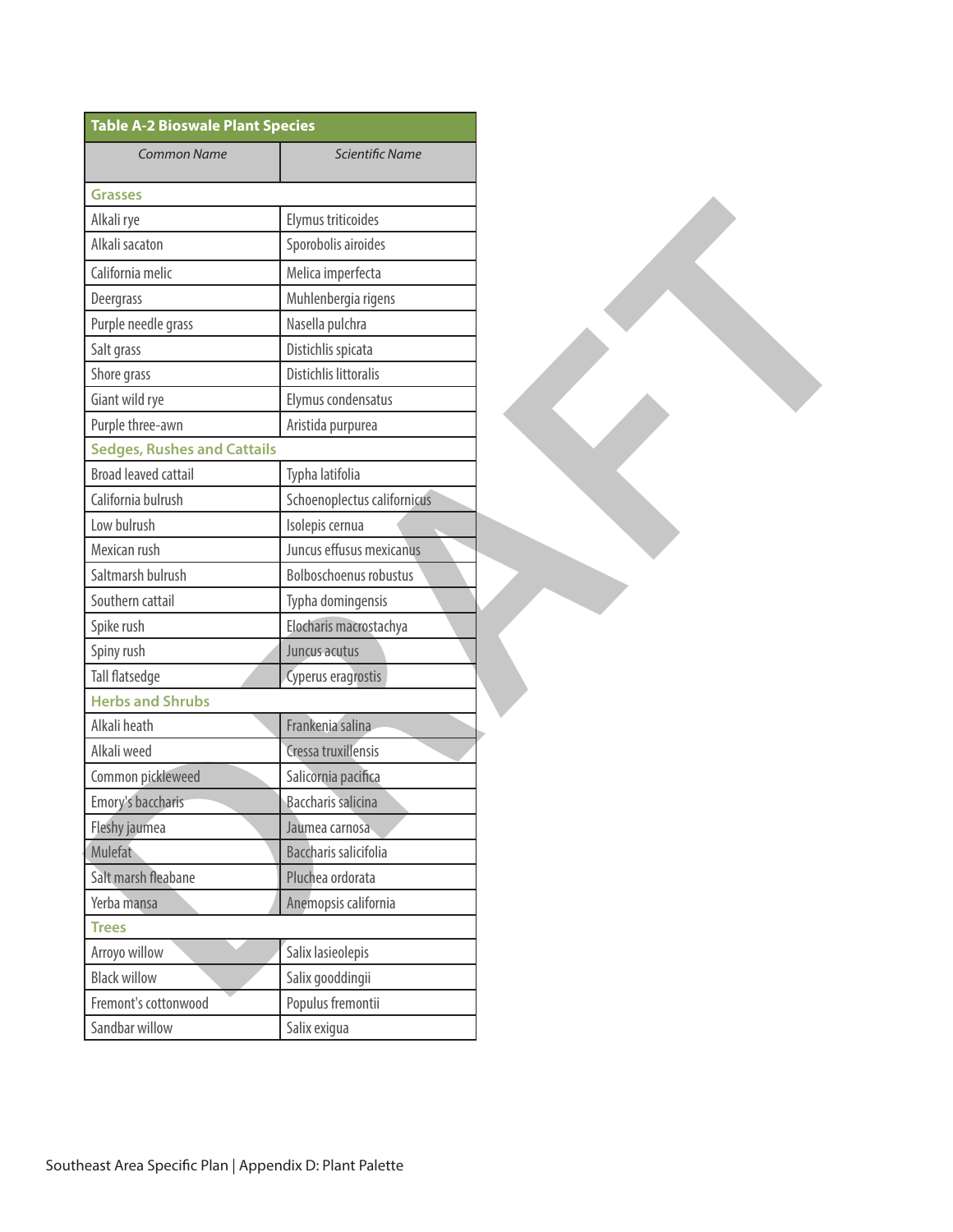| Table A-2 Bioswale Plant Species | |
|---|---|
| *Common Name* | *Scientific Name* |
| **Grasses** | |
| Alkali rye | Elymus triticoides |
| Alkali sacaton | Sporobolis airoides |
| California melic | Melica imperfecta |
| Deergrass | Muhlenbergia rigens |
| Purple needle grass | Nasella pulchra |
| Salt grass | Distichlis spicata |
| Shore grass | Distichlis littoralis |
| Giant wild rye | Elymus condensatus |
| Purple three-awn | Aristida purpurea |
| **Sedges, Rushes and Cattails** | |
| Broad leaved cattail | Typha latifolia |
| California bulrush | Schoenoplectus californicus |
| Low bulrush | Isolepis cernua |
| Mexican rush | Juncus effusus mexicanus |
| Saltmarsh bulrush | Bolboschoenus robustus |
| Southern cattail | Typha domingensis |
| Spike rush | Elocharis macrostachya |
| Spiny rush | Juncus acutus |
| Tall flatsedge | Cyperus eragrostis |
| **Herbs and Shrubs** | |
| Alkali heath | Frankenia salina |
| Alkali weed | Cressa truxillensis |
| Common pickleweed | Salicornia pacifica |
| Emory's baccharis | Baccharis salicina |
| Fleshy jaumea | Jaumea carnosa |
| Mulefat | Baccharis salicifolia |
| Salt marsh fleabane | Pluchea ordorata |
| Yerba mansa | Anemopsis california |
| **Trees** | |
| Arroyo willow | Salix lasieolepis |
| Black willow | Salix gooddingii |
| Fremont's cottonwood | Populus fremontii |
| Sandbar willow | Salix exigua |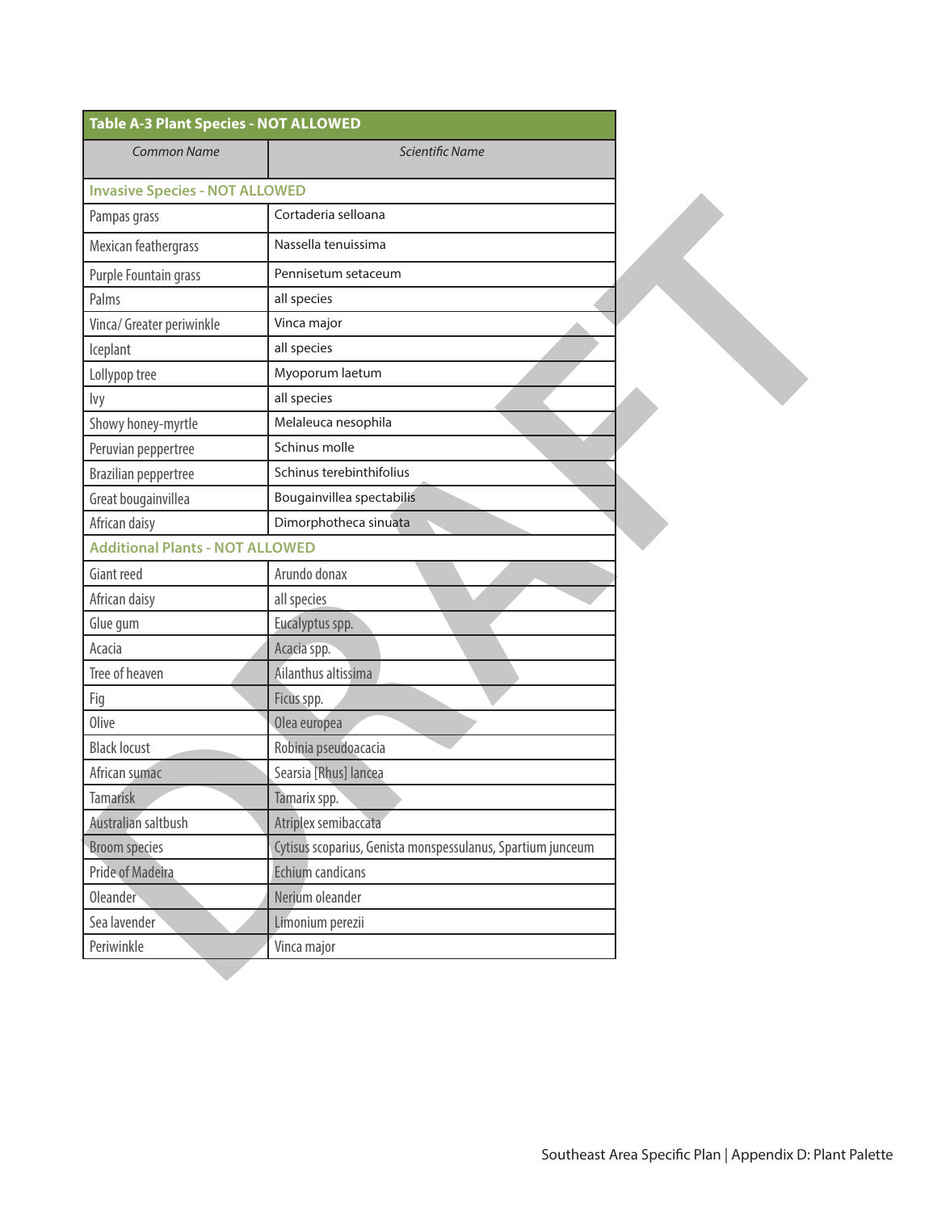| Table A-3 Plant Species - NOT ALLOWED | |
|---|---|
| *Common Name* | *Scientific Name* |
| **Invasive Species - NOT ALLOWED** | |
| Pampas grass | Cortaderia selloana |
| Mexican feathergrass | Nassella tenuissima |
| Purple Fountain grass | Pennisetum setaceum |
| Palms | all species |
| Vinca/ Greater periwinkle | Vinca major |
| Iceplant | all species |
| Lollypop tree | Myoporum laetum |
| Ivy | all species |
| Showy honey-myrtle | Melaleuca nesophila |
| Peruvian peppertree | Schinus molle |
| Brazilian peppertree | Schinus terebinthifolius |
| Great bougainvillea | Bougainvillea spectabilis |
| African daisy | Dimorphotheca sinuata |
| **Additional Plants - NOT ALLOWED** | |
| Giant reed | Arundo donax |
| African daisy | all species |
| Glue gum | Eucalyptus spp. |
| Acacia | Acacia spp. |
| Tree of heaven | Ailanthus altissima |
| Fig | Ficus spp. |
| Olive | Olea europea |
| Black locust | Robinia pseudoacacia |
| African sumac | Searsia [Rhus] lancea |
| Tamarisk | Tamarix spp. |
| Australian saltbush | Atriplex semibaccata |
| Broom species | Cytisus scoparius, Genista monspessulanus, Spartium junceum |
| Pride of Madeira | Echium candicans |
| Oleander | Nerium oleander |
| Sea lavender | Limonium perezii |
| Periwinkle | Vinca major |

DRAFT